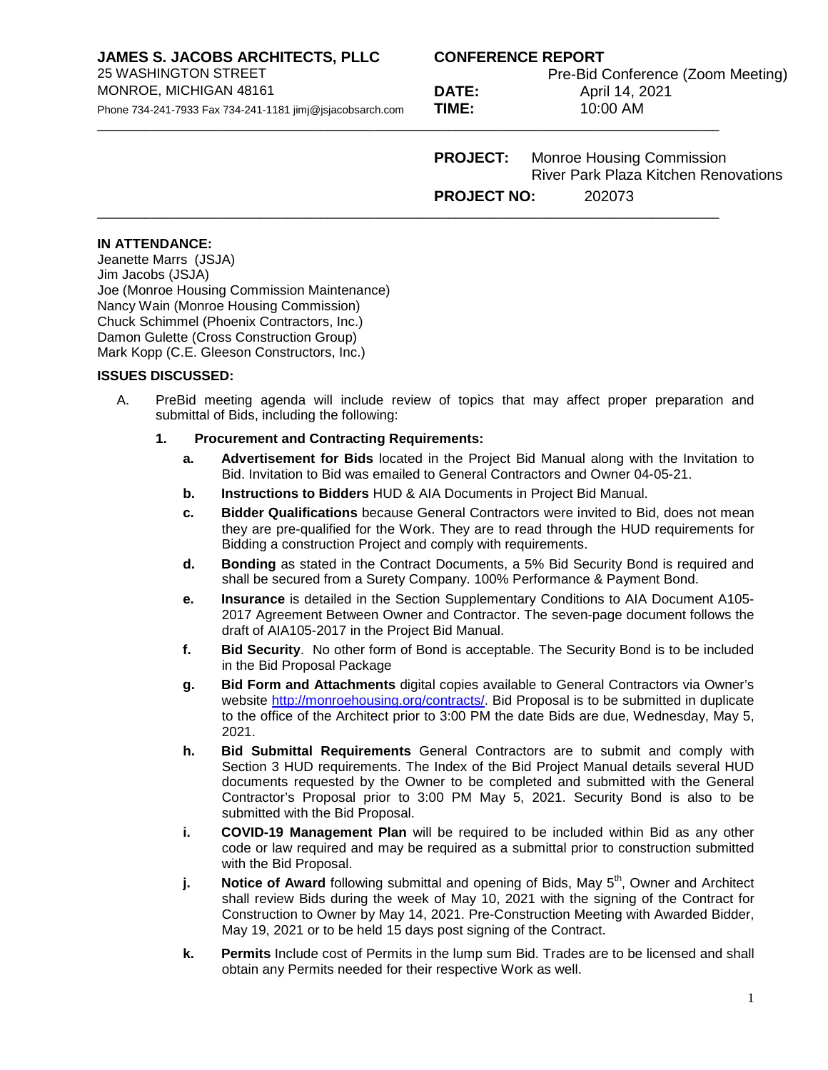**JAMES S. JACOBS ARCHITECTS, PLLC**
25 WASHINGTON STREET
MONROE, MICHIGAN 48161
Phone 734-241-7933 Fax 734-241-1181 jimj@jsjacobsarch.com

**CONFERENCE REPORT**
Pre-Bid Conference (Zoom Meeting)
**DATE:** April 14, 2021
**TIME:** 10:00 AM

---

**PROJECT:** Monroe Housing Commission
River Park Plaza Kitchen Renovations
**PROJECT NO:** 202073

---

**IN ATTENDANCE:**
Jeanette Marrs (JSJA)
Jim Jacobs (JSJA)
Joe (Monroe Housing Commission Maintenance)
Nancy Wain (Monroe Housing Commission)
Chuck Schimmel (Phoenix Contractors, Inc.)
Damon Gulette (Cross Construction Group)
Mark Kopp (C.E. Gleeson Constructors, Inc.)

**ISSUES DISCUSSED:**

A. PreBid meeting agenda will include review of topics that may affect proper preparation and submittal of Bids, including the following:

1. **Procurement and Contracting Requirements:**

   a. **Advertisement for Bids** located in the Project Bid Manual along with the Invitation to Bid. Invitation to Bid was emailed to General Contractors and Owner 04-05-21.

   b. **Instructions to Bidders** HUD & AIA Documents in Project Bid Manual.

   c. **Bidder Qualifications** because General Contractors were invited to Bid, does not mean they are pre-qualified for the Work. They are to read through the HUD requirements for Bidding a construction Project and comply with requirements.

   d. **Bonding** as stated in the Contract Documents, a 5% Bid Security Bond is required and shall be secured from a Surety Company. 100% Performance & Payment Bond.

   e. **Insurance** is detailed in the Section Supplementary Conditions to AIA Document A105-2017 Agreement Between Owner and Contractor. The seven-page document follows the draft of AIA105-2017 in the Project Bid Manual.

   f. **Bid Security**. No other form of Bond is acceptable. The Security Bond is to be included in the Bid Proposal Package

   g. **Bid Form and Attachments** digital copies available to General Contractors via Owner's website http://monroehousing.org/contracts/. Bid Proposal is to be submitted in duplicate to the office of the Architect prior to 3:00 PM the date Bids are due, Wednesday, May 5, 2021.

   h. **Bid Submittal Requirements** General Contractors are to submit and comply with Section 3 HUD requirements. The Index of the Bid Project Manual details several HUD documents requested by the Owner to be completed and submitted with the General Contractor's Proposal prior to 3:00 PM May 5, 2021. Security Bond is also to be submitted with the Bid Proposal.

   i. **COVID-19 Management Plan** will be required to be included within Bid as any other code or law required and may be required as a submittal prior to construction submitted with the Bid Proposal.

   j. **Notice of Award** following submittal and opening of Bids, May 5th, Owner and Architect shall review Bids during the week of May 10, 2021 with the signing of the Contract for Construction to Owner by May 14, 2021. Pre-Construction Meeting with Awarded Bidder, May 19, 2021 or to be held 15 days post signing of the Contract.

   k. **Permits** Include cost of Permits in the lump sum Bid. Trades are to be licensed and shall obtain any Permits needed for their respective Work as well.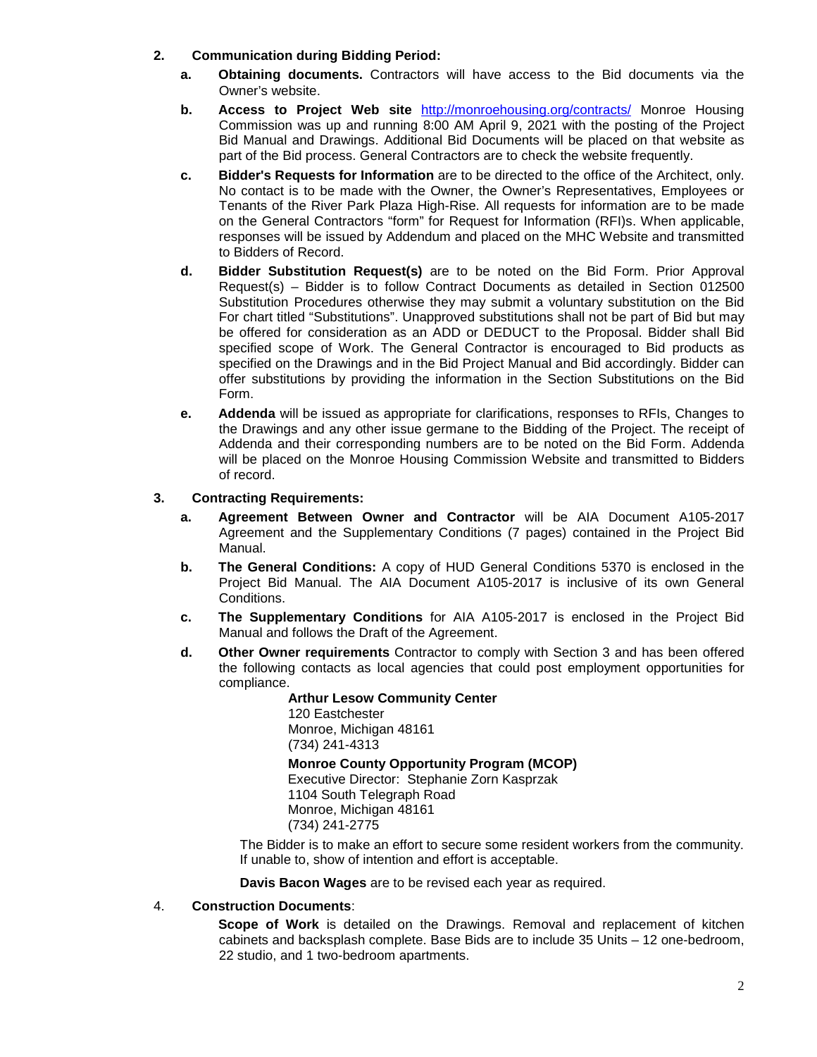**2. Communication during Bidding Period:**

- **a. Obtaining documents.** Contractors will have access to the Bid documents via the Owner's website.
- **b. Access to Project Web site** [http://monroehousing.org/contracts/](http://monroehousing.org/contracts/) Monroe Housing Commission was up and running 8:00 AM April 9, 2021 with the posting of the Project Bid Manual and Drawings. Additional Bid Documents will be placed on that website as part of the Bid process. General Contractors are to check the website frequently.
- **c. Bidder's Requests for Information** are to be directed to the office of the Architect, only. No contact is to be made with the Owner, the Owner's Representatives, Employees or Tenants of the River Park Plaza High-Rise. All requests for information are to be made on the General Contractors "form" for Request for Information (RFI)s. When applicable, responses will be issued by Addendum and placed on the MHC Website and transmitted to Bidders of Record.
- **d. Bidder Substitution Request(s)** are to be noted on the Bid Form. Prior Approval Request(s) – Bidder is to follow Contract Documents as detailed in Section 012500 Substitution Procedures otherwise they may submit a voluntary substitution on the Bid For chart titled "Substitutions". Unapproved substitutions shall not be part of Bid but may be offered for consideration as an ADD or DEDUCT to the Proposal. Bidder shall Bid specified scope of Work. The General Contractor is encouraged to Bid products as specified on the Drawings and in the Bid Project Manual and Bid accordingly. Bidder can offer substitutions by providing the information in the Section Substitutions on the Bid Form.
- **e. Addenda** will be issued as appropriate for clarifications, responses to RFIs, Changes to the Drawings and any other issue germane to the Bidding of the Project. The receipt of Addenda and their corresponding numbers are to be noted on the Bid Form. Addenda will be placed on the Monroe Housing Commission Website and transmitted to Bidders of record.

**3. Contracting Requirements:**

- **a. Agreement Between Owner and Contractor** will be AIA Document A105-2017 Agreement and the Supplementary Conditions (7 pages) contained in the Project Bid Manual.
- **b. The General Conditions:** A copy of HUD General Conditions 5370 is enclosed in the Project Bid Manual. The AIA Document A105-2017 is inclusive of its own General Conditions.
- **c. The Supplementary Conditions** for AIA A105-2017 is enclosed in the Project Bid Manual and follows the Draft of the Agreement.
- **d. Other Owner requirements** Contractor to comply with Section 3 and has been offered the following contacts as local agencies that could post employment opportunities for compliance.

  **Arthur Lesow Community Center**
  120 Eastchester
  Monroe, Michigan 48161
  (734) 241-4313

  **Monroe County Opportunity Program (MCOP)**
  Executive Director: Stephanie Zorn Kasprzak
  1104 South Telegraph Road
  Monroe, Michigan 48161
  (734) 241-2775

  The Bidder is to make an effort to secure some resident workers from the community. If unable to, show of intention and effort is acceptable.

  **Davis Bacon Wages** are to be revised each year as required.

4. **Construction Documents**:

   **Scope of Work** is detailed on the Drawings. Removal and replacement of kitchen cabinets and backsplash complete. Base Bids are to include 35 Units – 12 one-bedroom, 22 studio, and 1 two-bedroom apartments.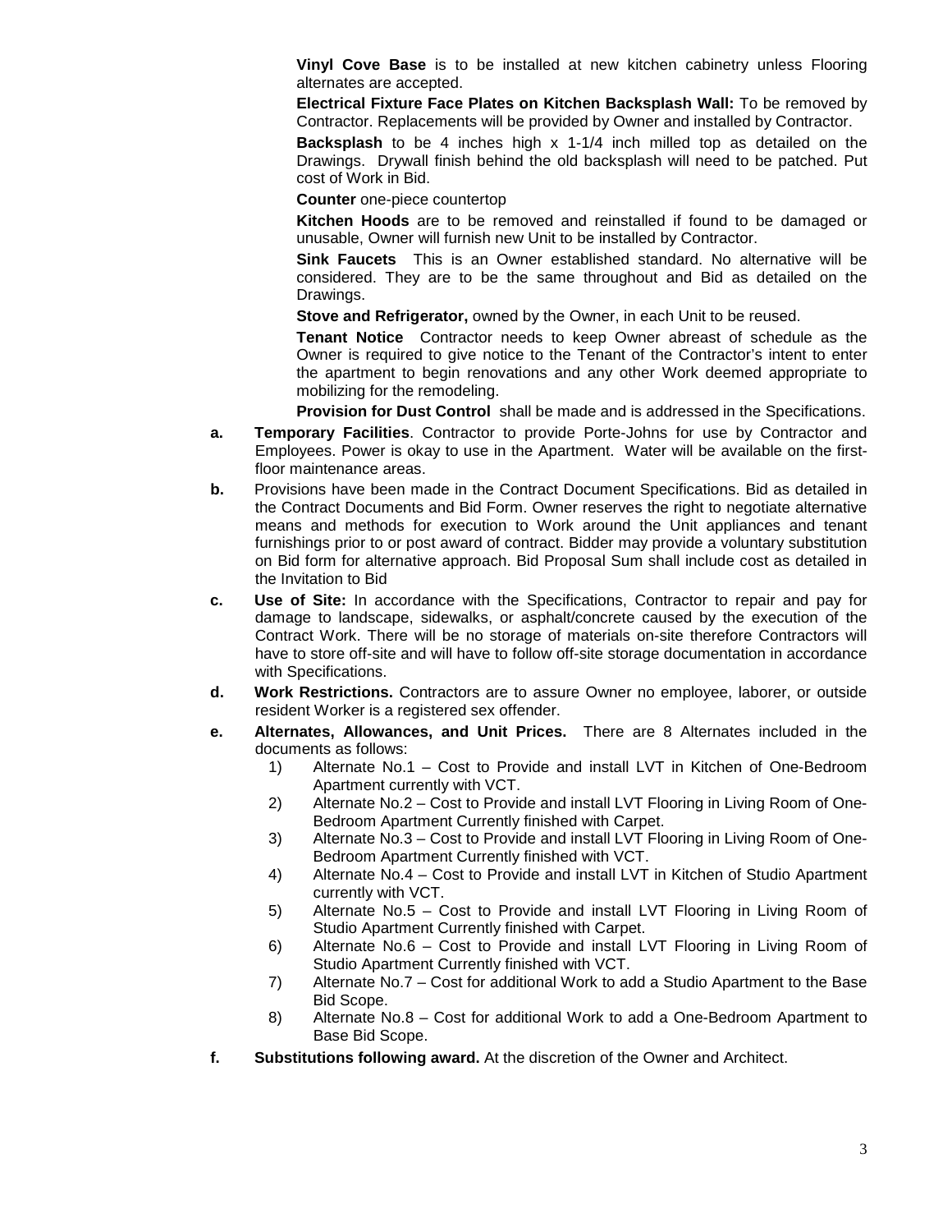**Vinyl Cove Base** is to be installed at new kitchen cabinetry unless Flooring alternates are accepted.

**Electrical Fixture Face Plates on Kitchen Backsplash Wall:** To be removed by Contractor. Replacements will be provided by Owner and installed by Contractor.

**Backsplash** to be 4 inches high x 1-1/4 inch milled top as detailed on the Drawings. Drywall finish behind the old backsplash will need to be patched. Put cost of Work in Bid.

**Counter** one-piece countertop

**Kitchen Hoods** are to be removed and reinstalled if found to be damaged or unusable, Owner will furnish new Unit to be installed by Contractor.

**Sink Faucets** This is an Owner established standard. No alternative will be considered. They are to be the same throughout and Bid as detailed on the Drawings.

**Stove and Refrigerator,** owned by the Owner, in each Unit to be reused.

**Tenant Notice** Contractor needs to keep Owner abreast of schedule as the Owner is required to give notice to the Tenant of the Contractor's intent to enter the apartment to begin renovations and any other Work deemed appropriate to mobilizing for the remodeling.

**Provision for Dust Control** shall be made and is addressed in the Specifications.

**a. Temporary Facilities**. Contractor to provide Porte-Johns for use by Contractor and Employees. Power is okay to use in the Apartment. Water will be available on the first-floor maintenance areas.

**b.** Provisions have been made in the Contract Document Specifications. Bid as detailed in the Contract Documents and Bid Form. Owner reserves the right to negotiate alternative means and methods for execution to Work around the Unit appliances and tenant furnishings prior to or post award of contract. Bidder may provide a voluntary substitution on Bid form for alternative approach. Bid Proposal Sum shall include cost as detailed in the Invitation to Bid

**c. Use of Site:** In accordance with the Specifications, Contractor to repair and pay for damage to landscape, sidewalks, or asphalt/concrete caused by the execution of the Contract Work. There will be no storage of materials on-site therefore Contractors will have to store off-site and will have to follow off-site storage documentation in accordance with Specifications.

**d. Work Restrictions.** Contractors are to assure Owner no employee, laborer, or outside resident Worker is a registered sex offender.

**e. Alternates, Allowances, and Unit Prices.** There are 8 Alternates included in the documents as follows:

1) Alternate No.1 – Cost to Provide and install LVT in Kitchen of One-Bedroom Apartment currently with VCT.
2) Alternate No.2 – Cost to Provide and install LVT Flooring in Living Room of One-Bedroom Apartment Currently finished with Carpet.
3) Alternate No.3 – Cost to Provide and install LVT Flooring in Living Room of One-Bedroom Apartment Currently finished with VCT.
4) Alternate No.4 – Cost to Provide and install LVT in Kitchen of Studio Apartment currently with VCT.
5) Alternate No.5 – Cost to Provide and install LVT Flooring in Living Room of Studio Apartment Currently finished with Carpet.
6) Alternate No.6 – Cost to Provide and install LVT Flooring in Living Room of Studio Apartment Currently finished with VCT.
7) Alternate No.7 – Cost for additional Work to add a Studio Apartment to the Base Bid Scope.
8) Alternate No.8 – Cost for additional Work to add a One-Bedroom Apartment to Base Bid Scope.

**f. Substitutions following award.** At the discretion of the Owner and Architect.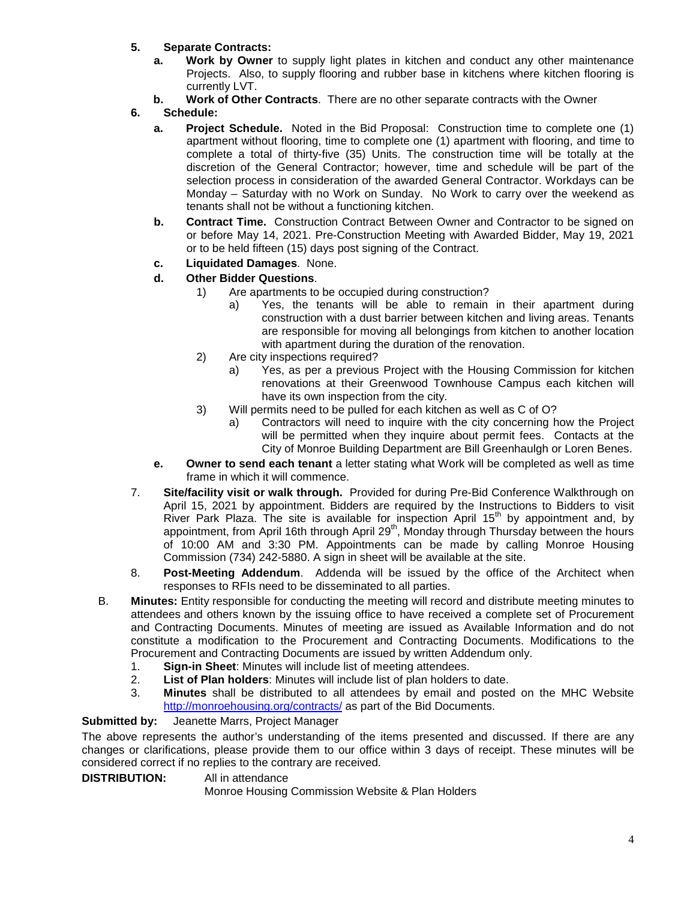5. **Separate Contracts:**
    a. **Work by Owner** to supply light plates in kitchen and conduct any other maintenance Projects. Also, to supply flooring and rubber base in kitchens where kitchen flooring is currently LVT.
    b. **Work of Other Contracts**. There are no other separate contracts with the Owner
6. **Schedule:**
    a. **Project Schedule.** Noted in the Bid Proposal: Construction time to complete one (1) apartment without flooring, time to complete one (1) apartment with flooring, and time to complete a total of thirty-five (35) Units. The construction time will be totally at the discretion of the General Contractor; however, time and schedule will be part of the selection process in consideration of the awarded General Contractor. Workdays can be Monday – Saturday with no Work on Sunday. No Work to carry over the weekend as tenants shall not be without a functioning kitchen.
    b. **Contract Time.** Construction Contract Between Owner and Contractor to be signed on or before May 14, 2021. Pre-Construction Meeting with Awarded Bidder, May 19, 2021 or to be held fifteen (15) days post signing of the Contract.
    c. **Liquidated Damages**. None.
    d. **Other Bidder Questions**.
        1) Are apartments to be occupied during construction?
            a) Yes, the tenants will be able to remain in their apartment during construction with a dust barrier between kitchen and living areas. Tenants are responsible for moving all belongings from kitchen to another location with apartment during the duration of the renovation.
        2) Are city inspections required?
            a) Yes, as per a previous Project with the Housing Commission for kitchen renovations at their Greenwood Townhouse Campus each kitchen will have its own inspection from the city.
        3) Will permits need to be pulled for each kitchen as well as C of O?
            a) Contractors will need to inquire with the city concerning how the Project will be permitted when they inquire about permit fees. Contacts at the City of Monroe Building Department are Bill Greenhaulgh or Loren Benes.
    e. **Owner to send each tenant** a letter stating what Work will be completed as well as time frame in which it will commence.
7. **Site/facility visit or walk through.** Provided for during Pre-Bid Conference Walkthrough on April 15, 2021 by appointment. Bidders are required by the Instructions to Bidders to visit River Park Plaza. The site is available for inspection April 15th by appointment and, by appointment, from April 16th through April 29th, Monday through Thursday between the hours of 10:00 AM and 3:30 PM. Appointments can be made by calling Monroe Housing Commission (734) 242-5880. A sign in sheet will be available at the site.
8. **Post-Meeting Addendum**. Addenda will be issued by the office of the Architect when responses to RFIs need to be disseminated to all parties.

B. **Minutes:** Entity responsible for conducting the meeting will record and distribute meeting minutes to attendees and others known by the issuing office to have received a complete set of Procurement and Contracting Documents. Minutes of meeting are issued as Available Information and do not constitute a modification to the Procurement and Contracting Documents. Modifications to the Procurement and Contracting Documents are issued by written Addendum only.
1. **Sign-in Sheet**: Minutes will include list of meeting attendees.
2. **List of Plan holders**: Minutes will include list of plan holders to date.
3. **Minutes** shall be distributed to all attendees by email and posted on the MHC Website http://monroehousing.org/contracts/ as part of the Bid Documents.

**Submitted by:** Jeanette Marrs, Project Manager

The above represents the author's understanding of the items presented and discussed. If there are any changes or clarifications, please provide them to our office within 3 days of receipt. These minutes will be considered correct if no replies to the contrary are received.

**DISTRIBUTION:** All in attendance
Monroe Housing Commission Website & Plan Holders